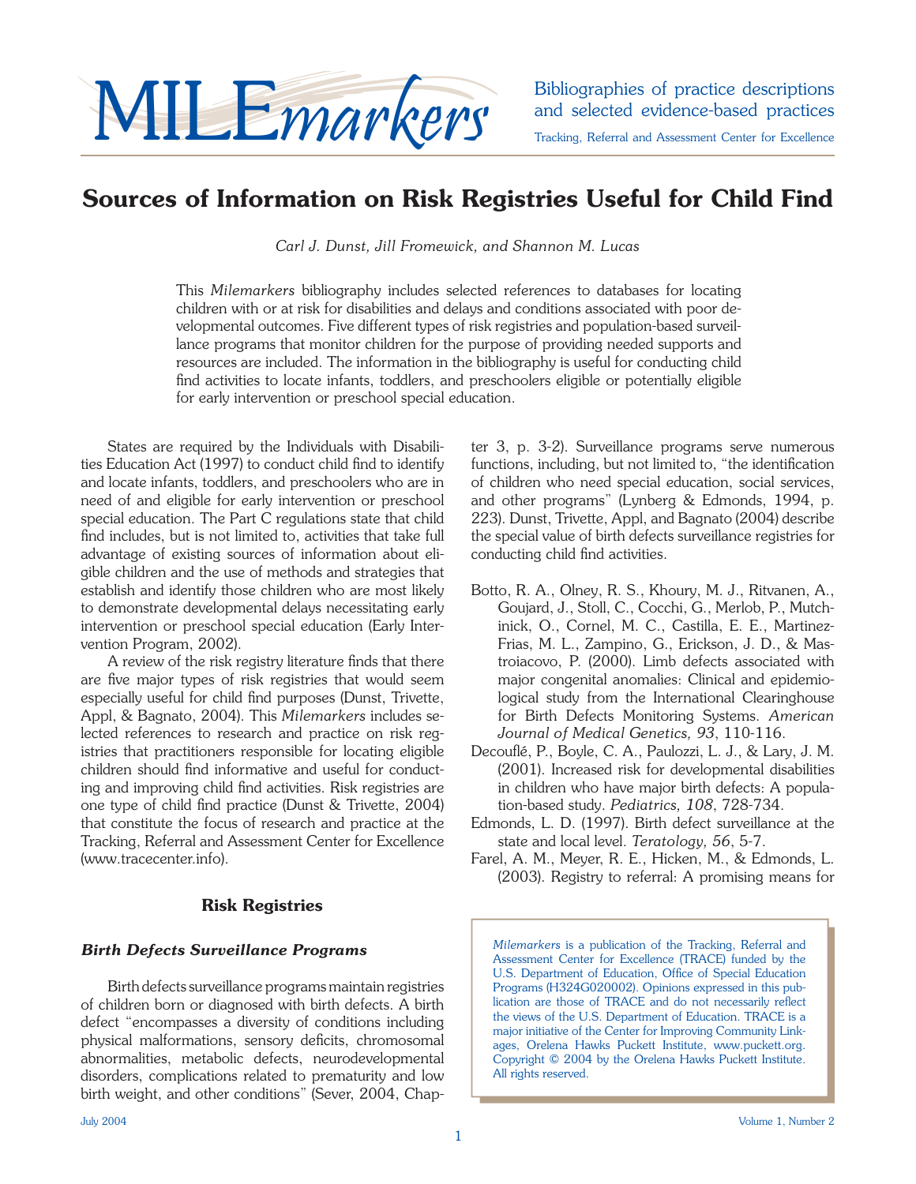# MILEmarkers

Bibliographies of practice descriptions and selected evidence-based practices

Tracking, Referral and Assessment Center for Excellence

## Sources of Information on Risk Registries Useful for Child Find

*Carl J. Dunst, Jill Fromewick, and Shannon M. Lucas*

This *Milemarkers* bibliography includes selected references to databases for locating children with or at risk for disabilities and delays and conditions associated with poor developmental outcomes. Five different types of risk registries and population-based surveillance programs that monitor children for the purpose of providing needed supports and resources are included. The information in the bibliography is useful for conducting child find activities to locate infants, toddlers, and preschoolers eligible or potentially eligible for early intervention or preschool special education.

States are required by the Individuals with Disabilities Education Act (1997) to conduct child find to identify and locate infants, toddlers, and preschoolers who are in need of and eligible for early intervention or preschool special education. The Part C regulations state that child find includes, but is not limited to, activities that take full advantage of existing sources of information about eligible children and the use of methods and strategies that establish and identify those children who are most likely to demonstrate developmental delays necessitating early intervention or preschool special education (Early Intervention Program, 2002).

A review of the risk registry literature finds that there are five major types of risk registries that would seem especially useful for child find purposes (Dunst, Trivette, Appl, & Bagnato, 2004). This *Milemarkers* includes selected references to research and practice on risk registries that practitioners responsible for locating eligible children should find informative and useful for conducting and improving child find activities. Risk registries are one type of child find practice (Dunst & Trivette, 2004) that constitute the focus of research and practice at the Tracking, Referral and Assessment Center for Excellence (www.tracecenter.info).

### Risk Registries

#### *Birth Defects Surveillance Programs*

Birth defects surveillance programs maintain registries of children born or diagnosed with birth defects. A birth defect "encompasses a diversity of conditions including physical malformations, sensory deficits, chromosomal abnormalities, metabolic defects, neurodevelopmental disorders, complications related to prematurity and low birth weight, and other conditions" (Sever, 2004, Chapter 3, p. 3-2). Surveillance programs serve numerous functions, including, but not limited to, "the identification of children who need special education, social services, and other programs" (Lynberg & Edmonds, 1994, p. 223). Dunst, Trivette, Appl, and Bagnato (2004) describe the special value of birth defects surveillance registries for conducting child find activities.

Botto, R. A., Olney, R. S., Khoury, M. J., Ritvanen, A., Goujard, J., Stoll, C., Cocchi, G., Merlob, P., Mutchinick, O., Cornel, M. C., Castilla, E. E., Martinez-Frias, M. L., Zampino, G., Erickson, J. D., & Mastroiacovo, P. (2000). Limb defects associated with major congenital anomalies: Clinical and epidemiological study from the International Clearinghouse for Birth Defects Monitoring Systems. *American Journal of Medical Genetics, 93*, 110-116.

Decouflé, P., Boyle, C. A., Paulozzi, L. J., & Lary, J. M. (2001). Increased risk for developmental disabilities in children who have major birth defects: A population-based study. *Pediatrics, 108*, 728-734.

Edmonds, L. D. (1997). Birth defect surveillance at the state and local level. *Teratology, 56*, 5-7.

Farel, A. M., Meyer, R. E., Hicken, M., & Edmonds, L. (2003). Registry to referral: A promising means for

*Milemarkers* is a publication of the Tracking, Referral and Assessment Center for Excellence (TRACE) funded by the U.S. Department of Education, Office of Special Education Programs (H324G020002). Opinions expressed in this publication are those of TRACE and do not necessarily reflect the views of the U.S. Department of Education. TRACE is a major initiative of the Center for Improving Community Linkages, Orelena Hawks Puckett Institute, www.puckett.org. Copyright © 2004 by the Orelena Hawks Puckett Institute. All rights reserved.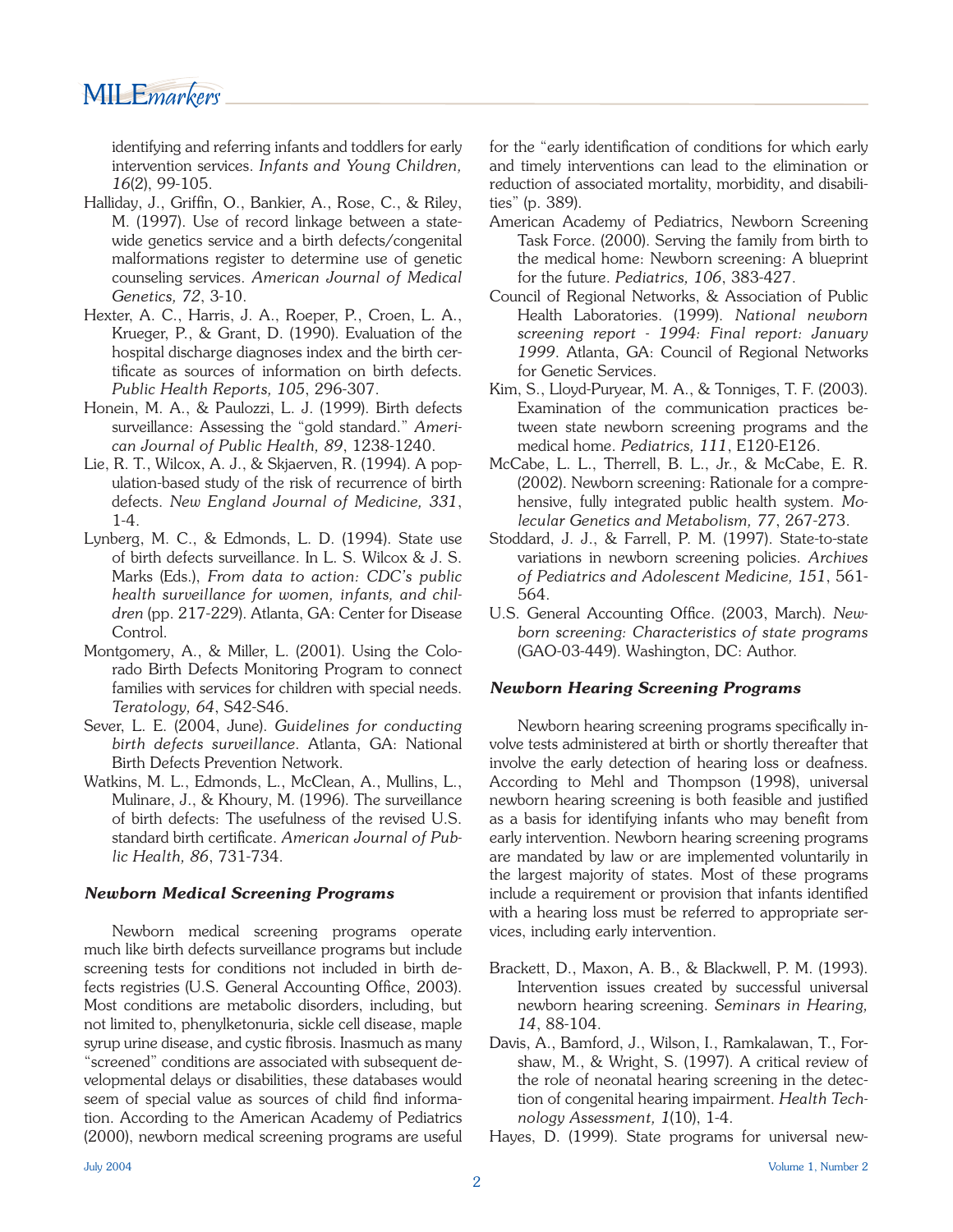identifying and referring infants and toddlers for early intervention services. *Infants and Young Children, 16*(2), 99-105.

Halliday, J., Griffin, O., Bankier, A., Rose, C., & Riley, M. (1997). Use of record linkage between a statewide genetics service and a birth defects/congenital malformations register to determine use of genetic counseling services. *American Journal of Medical Genetics, 72*, 3-10.

Hexter, A. C., Harris, J. A., Roeper, P., Croen, L. A., Krueger, P., & Grant, D. (1990). Evaluation of the hospital discharge diagnoses index and the birth certificate as sources of information on birth defects. *Public Health Reports, 105*, 296-307.

Honein, M. A., & Paulozzi, L. J. (1999). Birth defects surveillance: Assessing the "gold standard." *American Journal of Public Health, 89*, 1238-1240.

Lie, R. T., Wilcox, A. J., & Skjaerven, R. (1994). A population-based study of the risk of recurrence of birth defects. *New England Journal of Medicine, 331*, 1-4.

Lynberg, M. C., & Edmonds, L. D. (1994). State use of birth defects surveillance. In L. S. Wilcox & J. S. Marks (Eds.), *From data to action: CDC's public health surveillance for women, infants, and children* (pp. 217-229). Atlanta, GA: Center for Disease Control.

Montgomery, A., & Miller, L. (2001). Using the Colorado Birth Defects Monitoring Program to connect families with services for children with special needs. *Teratology, 64*, S42-S46.

Sever, L. E. (2004, June). *Guidelines for conducting birth defects surveillance*. Atlanta, GA: National Birth Defects Prevention Network.

Watkins, M. L., Edmonds, L., McClean, A., Mullins, L., Mulinare, J., & Khoury, M. (1996). The surveillance of birth defects: The usefulness of the revised U.S. standard birth certificate. *American Journal of Public Health, 86*, 731-734.

### *Newborn Medical Screening Programs*

Newborn medical screening programs operate much like birth defects surveillance programs but include screening tests for conditions not included in birth defects registries (U.S. General Accounting Office, 2003). Most conditions are metabolic disorders, including, but not limited to, phenylketonuria, sickle cell disease, maple syrup urine disease, and cystic fibrosis. Inasmuch as many "screened" conditions are associated with subsequent developmental delays or disabilities, these databases would seem of special value as sources of child find information. According to the American Academy of Pediatrics (2000), newborn medical screening programs are useful for the "early identification of conditions for which early and timely interventions can lead to the elimination or reduction of associated mortality, morbidity, and disabilities" (p. 389).

American Academy of Pediatrics, Newborn Screening Task Force. (2000). Serving the family from birth to the medical home: Newborn screening: A blueprint for the future. *Pediatrics, 106*, 383-427.

Council of Regional Networks, & Association of Public Health Laboratories. (1999). *National newborn screening report - 1994: Final report: January 1999*. Atlanta, GA: Council of Regional Networks for Genetic Services.

Kim, S., Lloyd-Puryear, M. A., & Tonniges, T. F. (2003). Examination of the communication practices between state newborn screening programs and the medical home. *Pediatrics, 111*, E120-E126.

McCabe, L. L., Therrell, B. L., Jr., & McCabe, E. R. (2002). Newborn screening: Rationale for a comprehensive, fully integrated public health system. *Molecular Genetics and Metabolism, 77*, 267-273.

Stoddard, J. J., & Farrell, P. M. (1997). State-to-state variations in newborn screening policies. *Archives of Pediatrics and Adolescent Medicine, 151*, 561-564.

U.S. General Accounting Office. (2003, March). *Newborn screening: Characteristics of state programs* (GAO-03-449). Washington, DC: Author.

### *Newborn Hearing Screening Programs*

Newborn hearing screening programs specifically involve tests administered at birth or shortly thereafter that involve the early detection of hearing loss or deafness. According to Mehl and Thompson (1998), universal newborn hearing screening is both feasible and justified as a basis for identifying infants who may benefit from early intervention. Newborn hearing screening programs are mandated by law or are implemented voluntarily in the largest majority of states. Most of these programs include a requirement or provision that infants identified with a hearing loss must be referred to appropriate services, including early intervention.

Brackett, D., Maxon, A. B., & Blackwell, P. M. (1993). Intervention issues created by successful universal newborn hearing screening. *Seminars in Hearing, 14*, 88-104.

Davis, A., Bamford, J., Wilson, I., Ramkalawan, T., Forshaw, M., & Wright, S. (1997). A critical review of the role of neonatal hearing screening in the detection of congenital hearing impairment. *Health Technology Assessment, 1*(10), 1-4.

Hayes, D. (1999). State programs for universal new-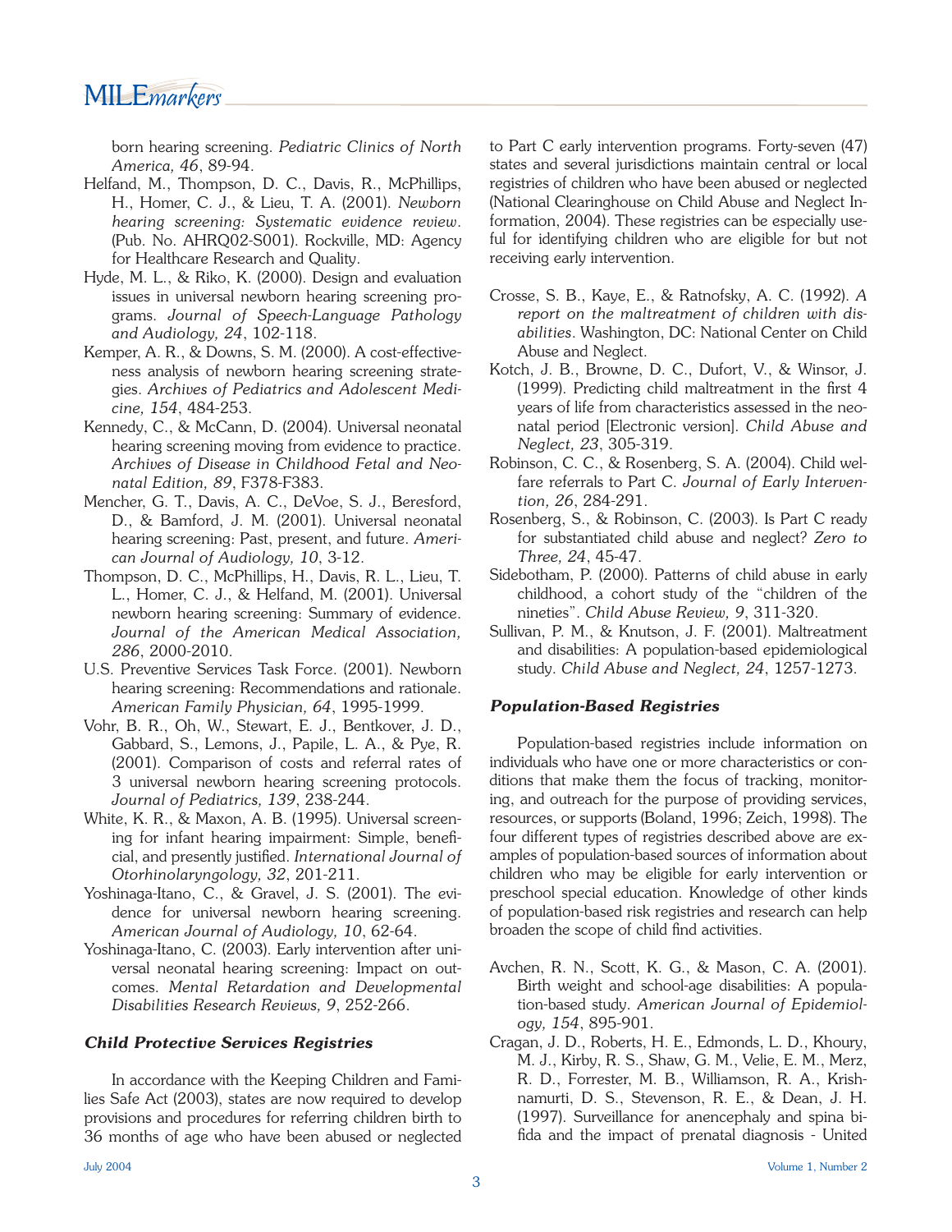born hearing screening. *Pediatric Clinics of North America, 46*, 89-94.

Helfand, M., Thompson, D. C., Davis, R., McPhillips, H., Homer, C. J., & Lieu, T. A. (2001). *Newborn hearing screening: Systematic evidence review*. (Pub. No. AHRQ02-S001). Rockville, MD: Agency for Healthcare Research and Quality.

Hyde, M. L., & Riko, K. (2000). Design and evaluation issues in universal newborn hearing screening programs. *Journal of Speech-Language Pathology and Audiology, 24*, 102-118.

Kemper, A. R., & Downs, S. M. (2000). A cost-effectiveness analysis of newborn hearing screening strategies. *Archives of Pediatrics and Adolescent Medicine, 154*, 484-253.

Kennedy, C., & McCann, D. (2004). Universal neonatal hearing screening moving from evidence to practice. *Archives of Disease in Childhood Fetal and Neonatal Edition, 89*, F378-F383.

Mencher, G. T., Davis, A. C., DeVoe, S. J., Beresford, D., & Bamford, J. M. (2001). Universal neonatal hearing screening: Past, present, and future. *American Journal of Audiology, 10*, 3-12.

Thompson, D. C., McPhillips, H., Davis, R. L., Lieu, T. L., Homer, C. J., & Helfand, M. (2001). Universal newborn hearing screening: Summary of evidence. *Journal of the American Medical Association, 286*, 2000-2010.

U.S. Preventive Services Task Force. (2001). Newborn hearing screening: Recommendations and rationale. *American Family Physician, 64*, 1995-1999.

Vohr, B. R., Oh, W., Stewart, E. J., Bentkover, J. D., Gabbard, S., Lemons, J., Papile, L. A., & Pye, R. (2001). Comparison of costs and referral rates of 3 universal newborn hearing screening protocols. *Journal of Pediatrics, 139*, 238-244.

White, K. R., & Maxon, A. B. (1995). Universal screening for infant hearing impairment: Simple, beneficial, and presently justified. *International Journal of Otorhinolaryngology, 32*, 201-211.

Yoshinaga-Itano, C., & Gravel, J. S. (2001). The evidence for universal newborn hearing screening. *American Journal of Audiology, 10*, 62-64.

Yoshinaga-Itano, C. (2003). Early intervention after universal neonatal hearing screening: Impact on outcomes. *Mental Retardation and Developmental Disabilities Research Reviews, 9*, 252-266.

### *Child Protective Services Registries*

In accordance with the Keeping Children and Families Safe Act (2003), states are now required to develop provisions and procedures for referring children birth to 36 months of age who have been abused or neglected to Part C early intervention programs. Forty-seven (47) states and several jurisdictions maintain central or local registries of children who have been abused or neglected (National Clearinghouse on Child Abuse and Neglect Information, 2004). These registries can be especially useful for identifying children who are eligible for but not receiving early intervention.

Crosse, S. B., Kaye, E., & Ratnofsky, A. C. (1992). *A report on the maltreatment of children with disabilities*. Washington, DC: National Center on Child Abuse and Neglect.

Kotch, J. B., Browne, D. C., Dufort, V., & Winsor, J. (1999). Predicting child maltreatment in the first 4 years of life from characteristics assessed in the neonatal period [Electronic version]. *Child Abuse and Neglect, 23*, 305-319.

Robinson, C. C., & Rosenberg, S. A. (2004). Child welfare referrals to Part C. *Journal of Early Intervention, 26*, 284-291.

Rosenberg, S., & Robinson, C. (2003). Is Part C ready for substantiated child abuse and neglect? *Zero to Three, 24*, 45-47.

Sidebotham, P. (2000). Patterns of child abuse in early childhood, a cohort study of the "children of the nineties". *Child Abuse Review, 9*, 311-320.

Sullivan, P. M., & Knutson, J. F. (2001). Maltreatment and disabilities: A population-based epidemiological study. *Child Abuse and Neglect, 24*, 1257-1273.

### *Population-Based Registries*

Population-based registries include information on individuals who have one or more characteristics or conditions that make them the focus of tracking, monitoring, and outreach for the purpose of providing services, resources, or supports (Boland, 1996; Zeich, 1998). The four different types of registries described above are examples of population-based sources of information about children who may be eligible for early intervention or preschool special education. Knowledge of other kinds of population-based risk registries and research can help broaden the scope of child find activities.

Avchen, R. N., Scott, K. G., & Mason, C. A. (2001). Birth weight and school-age disabilities: A population-based study. *American Journal of Epidemiology, 154*, 895-901.

Cragan, J. D., Roberts, H. E., Edmonds, L. D., Khoury, M. J., Kirby, R. S., Shaw, G. M., Velie, E. M., Merz, R. D., Forrester, M. B., Williamson, R. A., Krishnamurti, D. S., Stevenson, R. E., & Dean, J. H. (1997). Surveillance for anencephaly and spina bifida and the impact of prenatal diagnosis - United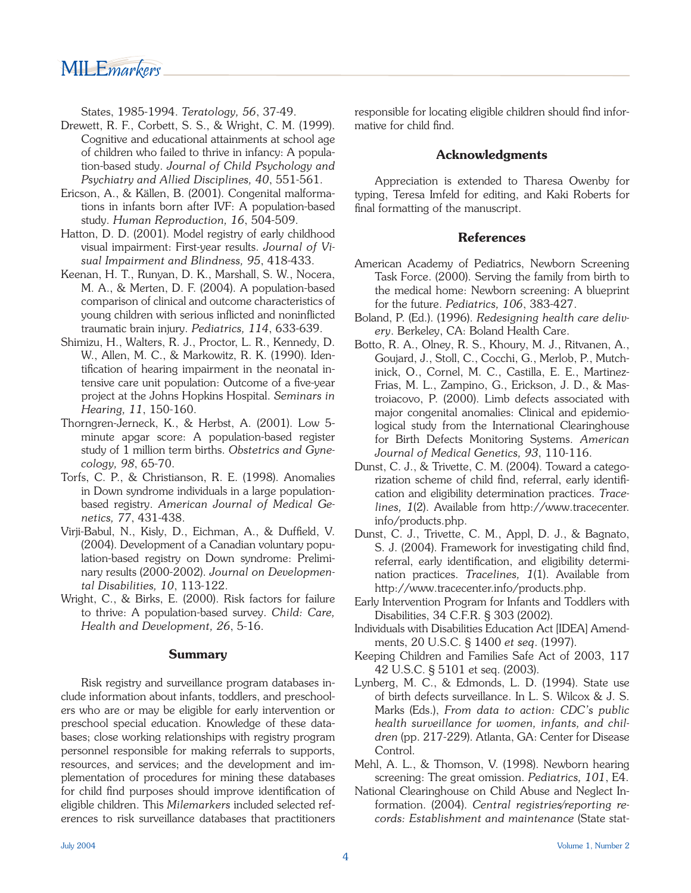States, 1985-1994. *Teratology, 56*, 37-49.

Drewett, R. F., Corbett, S. S., & Wright, C. M. (1999). Cognitive and educational attainments at school age of children who failed to thrive in infancy: A population-based study. *Journal of Child Psychology and Psychiatry and Allied Disciplines, 40*, 551-561.

Ericson, A., & Källen, B. (2001). Congenital malformations in infants born after IVF: A population-based study. *Human Reproduction, 16*, 504-509.

Hatton, D. D. (2001). Model registry of early childhood visual impairment: First-year results. *Journal of Visual Impairment and Blindness, 95*, 418-433.

Keenan, H. T., Runyan, D. K., Marshall, S. W., Nocera, M. A., & Merten, D. F. (2004). A population-based comparison of clinical and outcome characteristics of young children with serious inflicted and noninflicted traumatic brain injury. *Pediatrics, 114*, 633-639.

Shimizu, H., Walters, R. J., Proctor, L. R., Kennedy, D. W., Allen, M. C., & Markowitz, R. K. (1990). Identification of hearing impairment in the neonatal intensive care unit population: Outcome of a five-year project at the Johns Hopkins Hospital. *Seminars in Hearing, 11*, 150-160.

Thorngren-Jerneck, K., & Herbst, A. (2001). Low 5-minute apgar score: A population-based register study of 1 million term births. *Obstetrics and Gynecology, 98*, 65-70.

Torfs, C. P., & Christianson, R. E. (1998). Anomalies in Down syndrome individuals in a large population-based registry. *American Journal of Medical Genetics, 77*, 431-438.

Virji-Babul, N., Kisly, D., Eichman, A., & Duffield, V. (2004). Development of a Canadian voluntary population-based registry on Down syndrome: Preliminary results (2000-2002). *Journal on Developmental Disabilities, 10*, 113-122.

Wright, C., & Birks, E. (2000). Risk factors for failure to thrive: A population-based survey. *Child: Care, Health and Development, 26*, 5-16.

## Summary

Risk registry and surveillance program databases include information about infants, toddlers, and preschoolers who are or may be eligible for early intervention or preschool special education. Knowledge of these databases; close working relationships with registry program personnel responsible for making referrals to supports, resources, and services; and the development and implementation of procedures for mining these databases for child find purposes should improve identification of eligible children. This *Milemarkers* included selected references to risk surveillance databases that practitioners responsible for locating eligible children should find informative for child find.

## Acknowledgments

Appreciation is extended to Tharesa Owenby for typing, Teresa Imfeld for editing, and Kaki Roberts for final formatting of the manuscript.

## References

American Academy of Pediatrics, Newborn Screening Task Force. (2000). Serving the family from birth to the medical home: Newborn screening: A blueprint for the future. *Pediatrics, 106*, 383-427.

Boland, P. (Ed.). (1996). *Redesigning health care delivery*. Berkeley, CA: Boland Health Care.

Botto, R. A., Olney, R. S., Khoury, M. J., Ritvanen, A., Goujard, J., Stoll, C., Cocchi, G., Merlob, P., Mutchinick, O., Cornel, M. C., Castilla, E. E., Martinez-Frias, M. L., Zampino, G., Erickson, J. D., & Mastroiacovo, P. (2000). Limb defects associated with major congenital anomalies: Clinical and epidemiological study from the International Clearinghouse for Birth Defects Monitoring Systems. *American Journal of Medical Genetics, 93*, 110-116.

Dunst, C. J., & Trivette, C. M. (2004). Toward a categorization scheme of child find, referral, early identification and eligibility determination practices. *Tracelines, 1*(2). Available from http://www.tracecenter.info/products.php.

Dunst, C. J., Trivette, C. M., Appl, D. J., & Bagnato, S. J. (2004). Framework for investigating child find, referral, early identification, and eligibility determination practices. *Tracelines, 1*(1). Available from http://www.tracecenter.info/products.php.

Early Intervention Program for Infants and Toddlers with Disabilities, 34 C.F.R. § 303 (2002).

Individuals with Disabilities Education Act [IDEA] Amendments, 20 U.S.C. § 1400 *et seq*. (1997).

Keeping Children and Families Safe Act of 2003, 117 42 U.S.C. § 5101 et seq. (2003).

Lynberg, M. C., & Edmonds, L. D. (1994). State use of birth defects surveillance. In L. S. Wilcox & J. S. Marks (Eds.), *From data to action: CDC's public health surveillance for women, infants, and children* (pp. 217-229). Atlanta, GA: Center for Disease Control.

Mehl, A. L., & Thomson, V. (1998). Newborn hearing screening: The great omission. *Pediatrics, 101*, E4.

National Clearinghouse on Child Abuse and Neglect Information. (2004). *Central registries/reporting records: Establishment and maintenance* (State stat-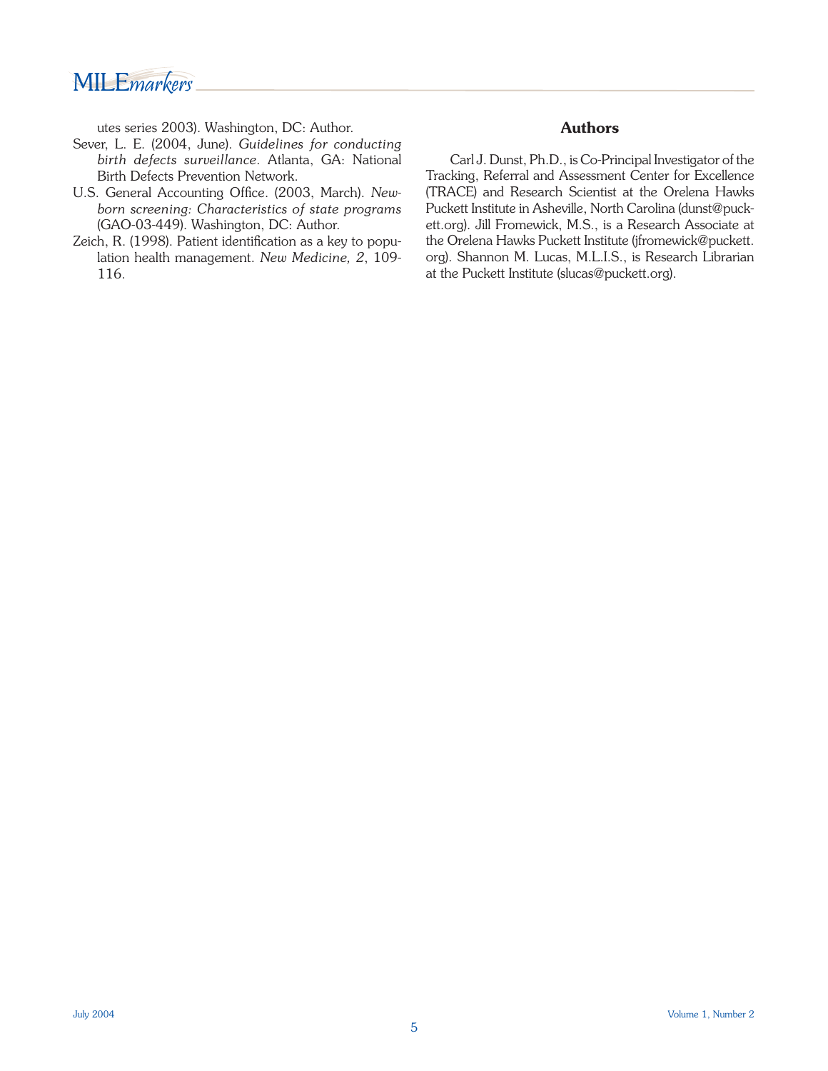utes series 2003). Washington, DC: Author.

Sever, L. E. (2004, June). *Guidelines for conducting birth defects surveillance*. Atlanta, GA: National Birth Defects Prevention Network.

U.S. General Accounting Office. (2003, March). *Newborn screening: Characteristics of state programs* (GAO-03-449). Washington, DC: Author.

Zeich, R. (1998). Patient identification as a key to population health management. *New Medicine, 2*, 109-116.

## Authors

Carl J. Dunst, Ph.D., is Co-Principal Investigator of the Tracking, Referral and Assessment Center for Excellence (TRACE) and Research Scientist at the Orelena Hawks Puckett Institute in Asheville, North Carolina (dunst@puckett.org). Jill Fromewick, M.S., is a Research Associate at the Orelena Hawks Puckett Institute (jfromewick@puckett.org). Shannon M. Lucas, M.L.I.S., is Research Librarian at the Puckett Institute (slucas@puckett.org).